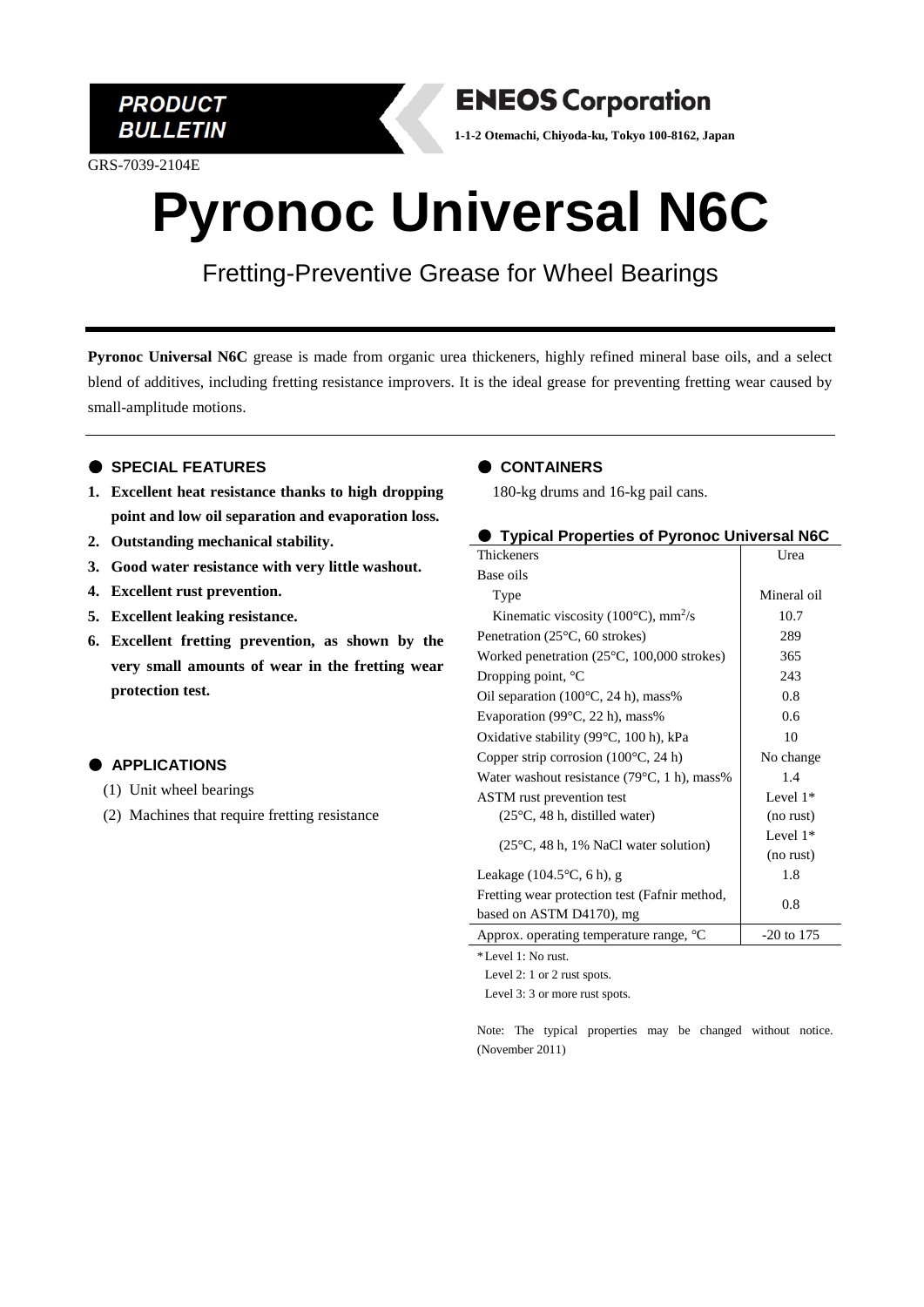PRODUCT BULLETIN

**ENEOS Corporation**

**1-1-2 Otemachi, Chiyoda-ku, Tokyo 100-8162, Japan**

GRS-7039-2104E

# Pyronoc Universal N6C

## Fretting-Preventive Grease for Wheel Bearings

**Pyronoc Universal N6C** grease is made from organic urea thickeners, highly refined mineral base oils, and a select blend of additives, including fretting resistance improvers. It is the ideal grease for preventing fretting wear caused by small-amplitude motions.

### ● SPECIAL FEATURES

1. **Excellent heat resistance thanks to high dropping point and low oil separation and evaporation loss.**
2. **Outstanding mechanical stability.**
3. **Good water resistance with very little washout.**
4. **Excellent rust prevention.**
5. **Excellent leaking resistance.**
6. **Excellent fretting prevention, as shown by the very small amounts of wear in the fretting wear protection test.**

### ● APPLICATIONS

(1) Unit wheel bearings

(2) Machines that require fretting resistance

### ● CONTAINERS

180-kg drums and 16-kg pail cans.

### ● Typical Properties of Pyronoc Universal N6C

| Property | Value |
|---|---|
| Thickeners | Urea |
| Base oils | |
| Type | Mineral oil |
| Kinematic viscosity (100°C), $mm^2/s$ | 10.7 |
| Penetration (25°C, 60 strokes) | 289 |
| Worked penetration (25°C, 100,000 strokes) | 365 |
| Dropping point, °C | 243 |
| Oil separation (100°C, 24 h), mass% | 0.8 |
| Evaporation (99°C, 22 h), mass% | 0.6 |
| Oxidative stability (99°C, 100 h), kPa | 10 |
| Copper strip corrosion (100°C, 24 h) | No change |
| Water washout resistance (79°C, 1 h), mass% | 1.4 |
| ASTM rust prevention test (25°C, 48 h, distilled water) | Level 1* (no rust) |
| (25°C, 48 h, 1% NaCl water solution) | Level 1* (no rust) |
| Leakage (104.5°C, 6 h), g | 1.8 |
| Fretting wear protection test (Fafnir method, based on ASTM D4170), mg | 0.8 |
| Approx. operating temperature range, °C | -20 to 175 |

*Level 1: No rust.
Level 2: 1 or 2 rust spots.
Level 3: 3 or more rust spots.

Note: The typical properties may be changed without notice. (November 2011)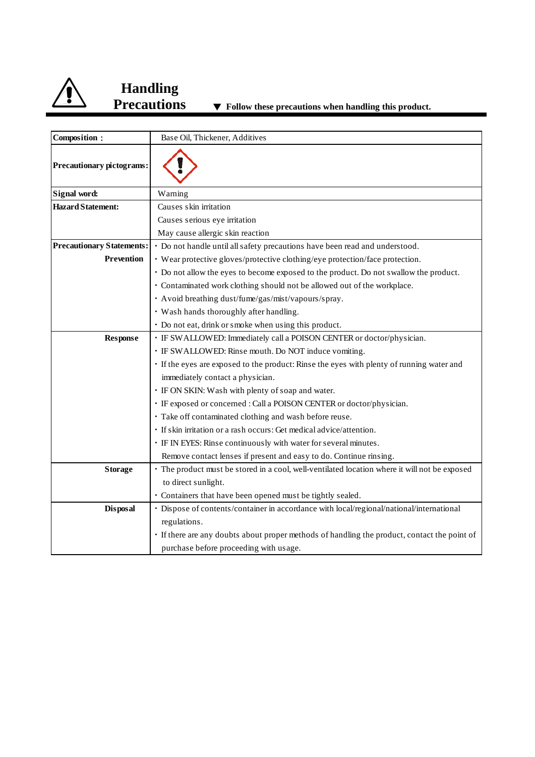# Handling Precautions

▼ **Follow these precautions when handling this product.**

| | |
|---|---|
| **Composition：** | Base Oil, Thickener, Additives |
| **Precautionary pictograms:** | |
| **Signal word:** | Warning |
| **Hazard Statement:** | Causes skin irritation<br>Causes serious eye irritation<br>May cause allergic skin reaction |
| **Precautionary Statements:**<br>**Prevention** | ・Do not handle until all safety precautions have been read and understood.<br>・Wear protective gloves/protective clothing/eye protection/face protection.<br>・Do not allow the eyes to become exposed to the product. Do not swallow the product.<br>・Contaminated work clothing should not be allowed out of the workplace.<br>・Avoid breathing dust/fume/gas/mist/vapours/spray.<br>・Wash hands thoroughly after handling.<br>・Do not eat, drink or smoke when using this product. |
| **Response** | ・IF SWALLOWED: Immediately call a POISON CENTER or doctor/physician.<br>・IF SWALLOWED: Rinse mouth. Do NOT induce vomiting.<br>・If the eyes are exposed to the product: Rinse the eyes with plenty of running water and immediately contact a physician.<br>・IF ON SKIN: Wash with plenty of soap and water.<br>・IF exposed or concerned : Call a POISON CENTER or doctor/physician.<br>・Take off contaminated clothing and wash before reuse.<br>・If skin irritation or a rash occurs: Get medical advice/attention.<br>・IF IN EYES: Rinse continuously with water for several minutes. Remove contact lenses if present and easy to do. Continue rinsing. |
| **Storage** | ・The product must be stored in a cool, well-ventilated location where it will not be exposed to direct sunlight.<br>・Containers that have been opened must be tightly sealed. |
| **Disposal** | ・Dispose of contents/container in accordance with local/regional/national/international regulations.<br>・If there are any doubts about proper methods of handling the product, contact the point of purchase before proceeding with usage. |